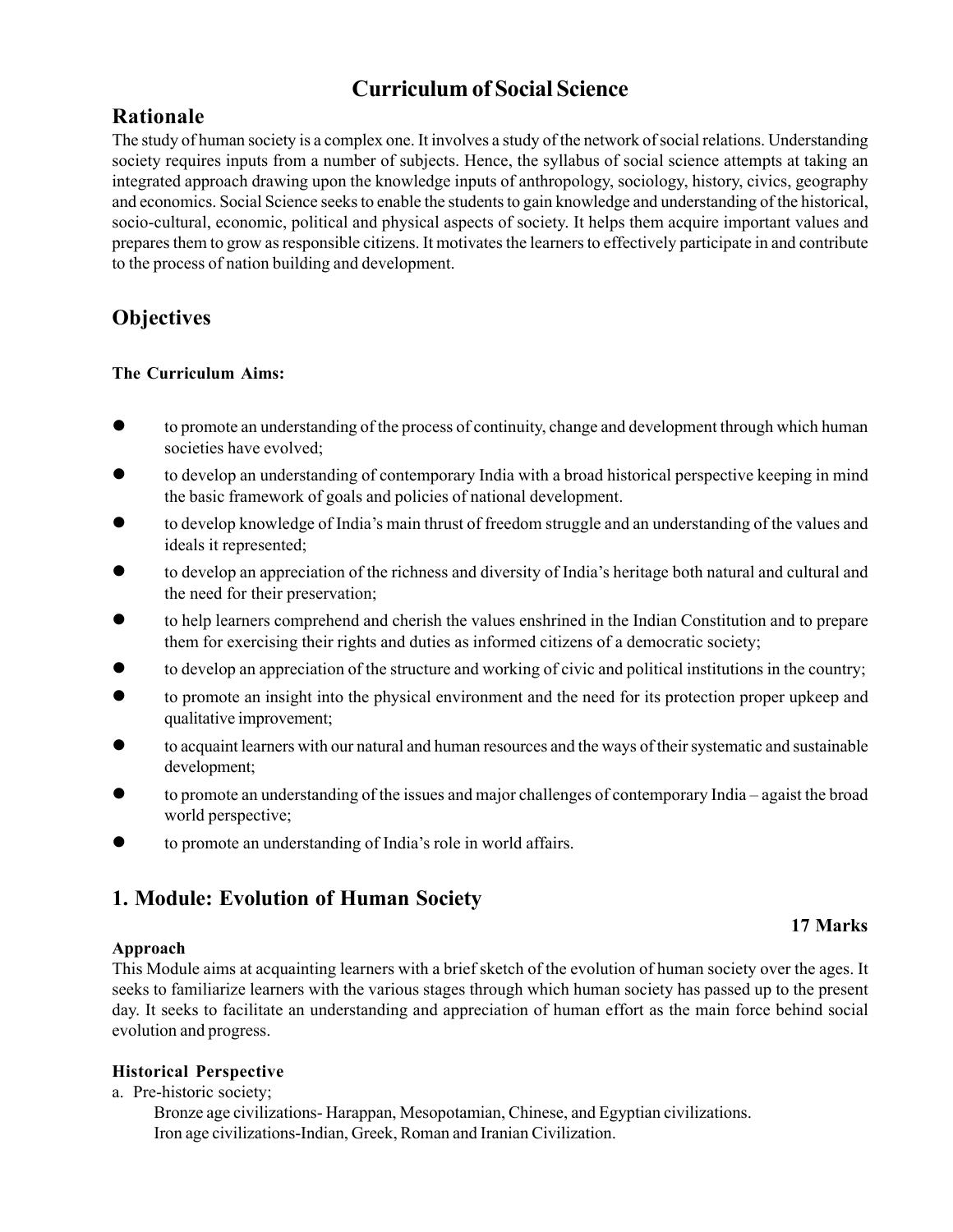# Curriculum of Social Science

## Rationale

The study of human society is a complex one. It involves a study of the network of social relations. Understanding society requires inputs from a number of subjects. Hence, the syllabus of social science attempts at taking an integrated approach drawing upon the knowledge inputs of anthropology, sociology, history, civics, geography and economics. Social Science seeks to enable the students to gain knowledge and understanding of the historical, socio-cultural, economic, political and physical aspects of society. It helps them acquire important values and prepares them to grow as responsible citizens. It motivates the learners to effectively participate in and contribute to the process of nation building and development.

## Objectives

**The Curriculum Aims:**

- to promote an understanding of the process of continuity, change and development through which human societies have evolved;
- to develop an understanding of contemporary India with a broad historical perspective keeping in mind the basic framework of goals and policies of national development.
- to develop knowledge of India's main thrust of freedom struggle and an understanding of the values and ideals it represented;
- to develop an appreciation of the richness and diversity of India's heritage both natural and cultural and the need for their preservation;
- to help learners comprehend and cherish the values enshrined in the Indian Constitution and to prepare them for exercising their rights and duties as informed citizens of a democratic society;
- to develop an appreciation of the structure and working of civic and political institutions in the country;
- to promote an insight into the physical environment and the need for its protection proper upkeep and qualitative improvement;
- to acquaint learners with our natural and human resources and the ways of their systematic and sustainable development;
- to promote an understanding of the issues and major challenges of contemporary India – agaist the broad world perspective;
- to promote an understanding of India's role in world affairs.

## 1. Module: Evolution of Human Society

**17 Marks**

**Approach**

This Module aims at acquainting learners with a brief sketch of the evolution of human society over the ages. It seeks to familiarize learners with the various stages through which human society has passed up to the present day. It seeks to facilitate an understanding and appreciation of human effort as the main force behind social evolution and progress.

**Historical Perspective**

a. Pre-historic society;

Bronze age civilizations- Harappan, Mesopotamian, Chinese, and Egyptian civilizations.

Iron age civilizations-Indian, Greek, Roman and Iranian Civilization.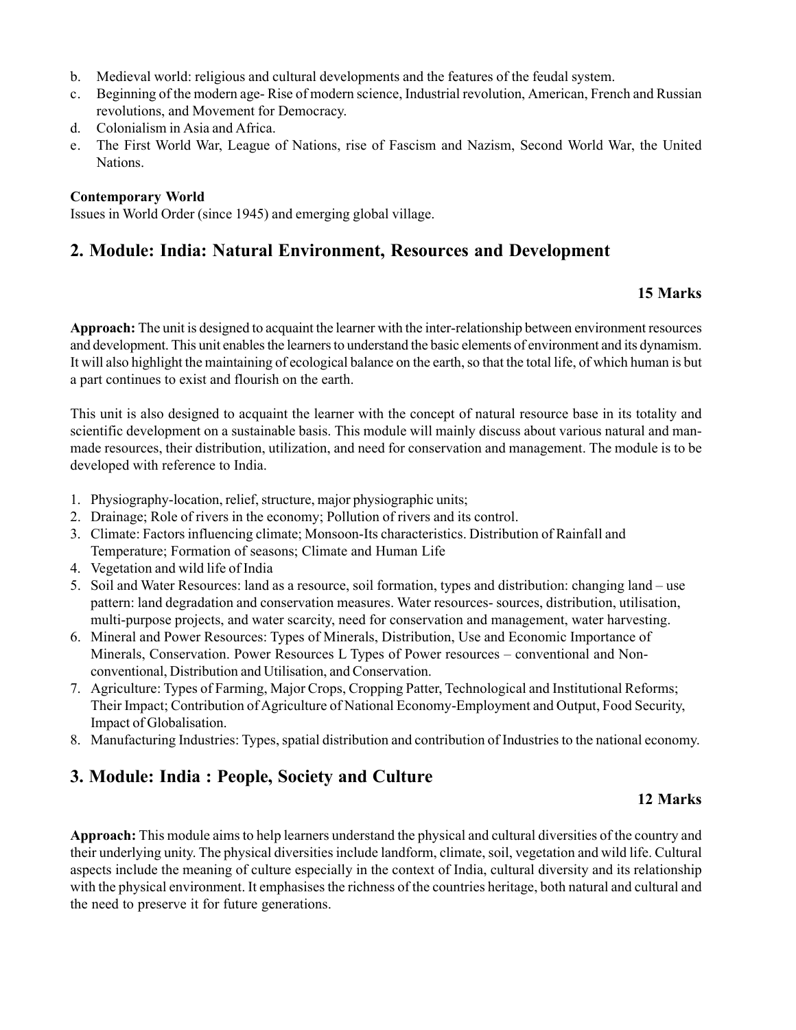b. Medieval world: religious and cultural developments and the features of the feudal system.
c. Beginning of the modern age- Rise of modern science, Industrial revolution, American, French and Russian revolutions, and Movement for Democracy.
d. Colonialism in Asia and Africa.
e. The First World War, League of Nations, rise of Fascism and Nazism, Second World War, the United Nations.

**Contemporary World**

Issues in World Order (since 1945) and emerging global village.

## 2. Module: India: Natural Environment, Resources and Development

**15 Marks**

**Approach:** The unit is designed to acquaint the learner with the inter-relationship between environment resources and development. This unit enables the learners to understand the basic elements of environment and its dynamism. It will also highlight the maintaining of ecological balance on the earth, so that the total life, of which human is but a part continues to exist and flourish on the earth.

This unit is also designed to acquaint the learner with the concept of natural resource base in its totality and scientific development on a sustainable basis. This module will mainly discuss about various natural and man-made resources, their distribution, utilization, and need for conservation and management. The module is to be developed with reference to India.

1. Physiography-location, relief, structure, major physiographic units;
2. Drainage; Role of rivers in the economy; Pollution of rivers and its control.
3. Climate: Factors influencing climate; Monsoon-Its characteristics. Distribution of Rainfall and Temperature; Formation of seasons; Climate and Human Life
4. Vegetation and wild life of India
5. Soil and Water Resources: land as a resource, soil formation, types and distribution: changing land – use pattern: land degradation and conservation measures. Water resources- sources, distribution, utilisation, multi-purpose projects, and water scarcity, need for conservation and management, water harvesting.
6. Mineral and Power Resources: Types of Minerals, Distribution, Use and Economic Importance of Minerals, Conservation. Power Resources L Types of Power resources – conventional and Non-conventional, Distribution and Utilisation, and Conservation.
7. Agriculture: Types of Farming, Major Crops, Cropping Patter, Technological and Institutional Reforms; Their Impact; Contribution of Agriculture of National Economy-Employment and Output, Food Security, Impact of Globalisation.
8. Manufacturing Industries: Types, spatial distribution and contribution of Industries to the national economy.

## 3. Module: India : People, Society and Culture

**12 Marks**

**Approach:** This module aims to help learners understand the physical and cultural diversities of the country and their underlying unity. The physical diversities include landform, climate, soil, vegetation and wild life. Cultural aspects include the meaning of culture especially in the context of India, cultural diversity and its relationship with the physical environment. It emphasises the richness of the countries heritage, both natural and cultural and the need to preserve it for future generations.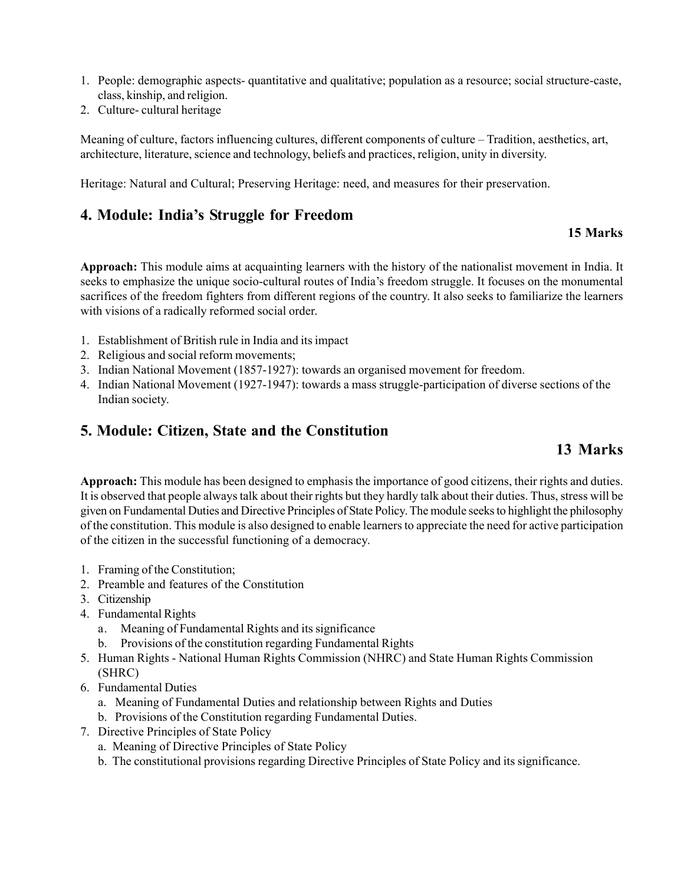1. People: demographic aspects- quantitative and qualitative; population as a resource; social structure-caste, class, kinship, and religion.
2. Culture- cultural heritage

Meaning of culture, factors influencing cultures, different components of culture – Tradition, aesthetics, art, architecture, literature, science and technology, beliefs and practices, religion, unity in diversity.

Heritage: Natural and Cultural; Preserving Heritage: need, and measures for their preservation.

## 4. Module: India's Struggle for Freedom

**15 Marks**

**Approach:** This module aims at acquainting learners with the history of the nationalist movement in India. It seeks to emphasize the unique socio-cultural routes of India's freedom struggle. It focuses on the monumental sacrifices of the freedom fighters from different regions of the country. It also seeks to familiarize the learners with visions of a radically reformed social order.

1. Establishment of British rule in India and its impact
2. Religious and social reform movements;
3. Indian National Movement (1857-1927): towards an organised movement for freedom.
4. Indian National Movement (1927-1947): towards a mass struggle-participation of diverse sections of the Indian society.

## 5. Module: Citizen, State and the Constitution

**13 Marks**

**Approach:** This module has been designed to emphasis the importance of good citizens, their rights and duties. It is observed that people always talk about their rights but they hardly talk about their duties. Thus, stress will be given on Fundamental Duties and Directive Principles of State Policy. The module seeks to highlight the philosophy of the constitution. This module is also designed to enable learners to appreciate the need for active participation of the citizen in the successful functioning of a democracy.

1. Framing of the Constitution;
2. Preamble and features of the Constitution
3. Citizenship
4. Fundamental Rights
   a. Meaning of Fundamental Rights and its significance
   b. Provisions of the constitution regarding Fundamental Rights
5. Human Rights - National Human Rights Commission (NHRC) and State Human Rights Commission (SHRC)
6. Fundamental Duties
   a. Meaning of Fundamental Duties and relationship between Rights and Duties
   b. Provisions of the Constitution regarding Fundamental Duties.
7. Directive Principles of State Policy
   a. Meaning of Directive Principles of State Policy
   b. The constitutional provisions regarding Directive Principles of State Policy and its significance.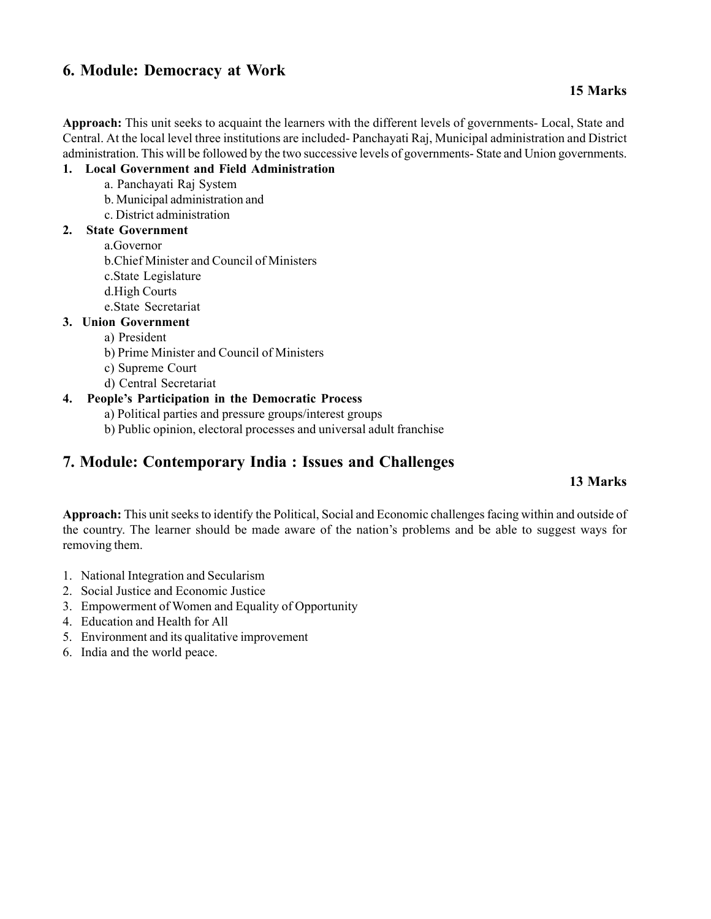## 6. Module: Democracy at Work

**15 Marks**

**Approach:** This unit seeks to acquaint the learners with the different levels of governments- Local, State and Central. At the local level three institutions are included- Panchayati Raj, Municipal administration and District administration. This will be followed by the two successive levels of governments- State and Union governments.

1. **Local Government and Field Administration**
   - a. Panchayati Raj System
   - b. Municipal administration and
   - c. District administration
2. **State Government**
   - a.Governor
   - b.Chief Minister and Council of Ministers
   - c.State Legislature
   - d.High Courts
   - e.State Secretariat
3. **Union Government**
   - a) President
   - b) Prime Minister and Council of Ministers
   - c) Supreme Court
   - d) Central Secretariat
4. **People's Participation in the Democratic Process**
   - a) Political parties and pressure groups/interest groups
   - b) Public opinion, electoral processes and universal adult franchise

## 7. Module: Contemporary India : Issues and Challenges

**13 Marks**

**Approach:** This unit seeks to identify the Political, Social and Economic challenges facing within and outside of the country. The learner should be made aware of the nation's problems and be able to suggest ways for removing them.

1. National Integration and Secularism
2. Social Justice and Economic Justice
3. Empowerment of Women and Equality of Opportunity
4. Education and Health for All
5. Environment and its qualitative improvement
6. India and the world peace.